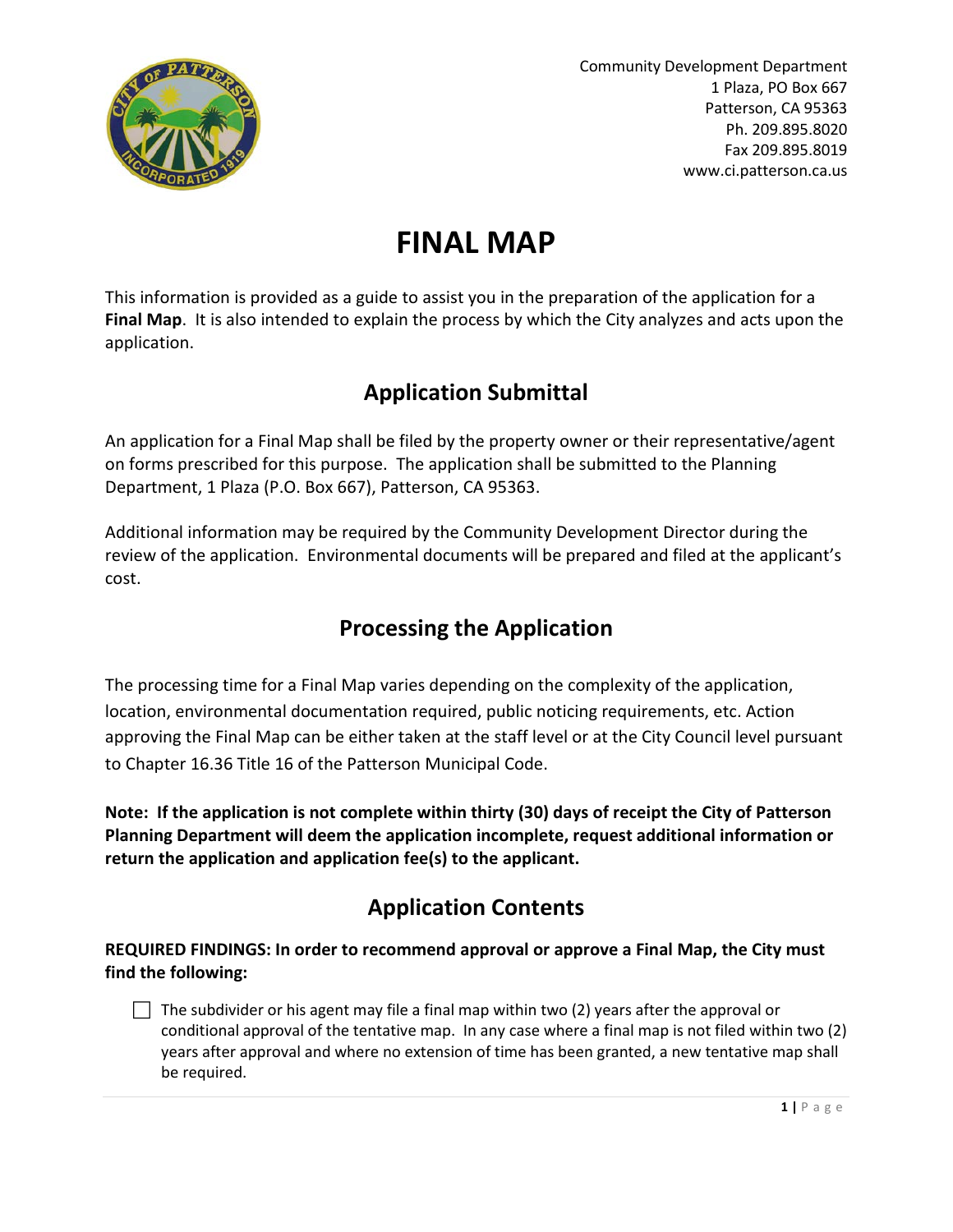Community Development Department
1 Plaza, PO Box 667
Patterson, CA 95363
Ph. 209.895.8020
Fax 209.895.8019
www.ci.patterson.ca.us

# FINAL MAP

This information is provided as a guide to assist you in the preparation of the application for a **Final Map**. It is also intended to explain the process by which the City analyzes and acts upon the application.

## Application Submittal

An application for a Final Map shall be filed by the property owner or their representative/agent on forms prescribed for this purpose. The application shall be submitted to the Planning Department, 1 Plaza (P.O. Box 667), Patterson, CA 95363.

Additional information may be required by the Community Development Director during the review of the application. Environmental documents will be prepared and filed at the applicant's cost.

## Processing the Application

The processing time for a Final Map varies depending on the complexity of the application, location, environmental documentation required, public noticing requirements, etc. Action approving the Final Map can be either taken at the staff level or at the City Council level pursuant to Chapter 16.36 Title 16 of the Patterson Municipal Code.

**Note: If the application is not complete within thirty (30) days of receipt the City of Patterson Planning Department will deem the application incomplete, request additional information or return the application and application fee(s) to the applicant.**

## Application Contents

**REQUIRED FINDINGS: In order to recommend approval or approve a Final Map, the City must find the following:**

- ☐ The subdivider or his agent may file a final map within two (2) years after the approval or conditional approval of the tentative map. In any case where a final map is not filed within two (2) years after approval and where no extension of time has been granted, a new tentative map shall be required.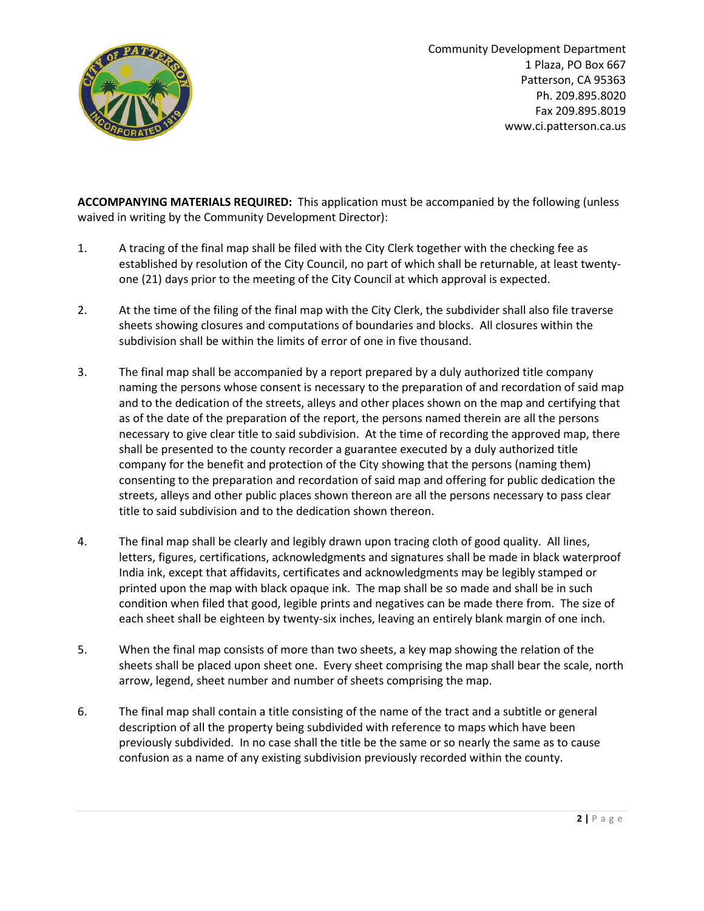Community Development Department
1 Plaza, PO Box 667
Patterson, CA 95363
Ph. 209.895.8020
Fax 209.895.8019
www.ci.patterson.ca.us

**ACCOMPANYING MATERIALS REQUIRED:** This application must be accompanied by the following (unless waived in writing by the Community Development Director):

1. A tracing of the final map shall be filed with the City Clerk together with the checking fee as established by resolution of the City Council, no part of which shall be returnable, at least twenty-one (21) days prior to the meeting of the City Council at which approval is expected.

2. At the time of the filing of the final map with the City Clerk, the subdivider shall also file traverse sheets showing closures and computations of boundaries and blocks. All closures within the subdivision shall be within the limits of error of one in five thousand.

3. The final map shall be accompanied by a report prepared by a duly authorized title company naming the persons whose consent is necessary to the preparation of and recordation of said map and to the dedication of the streets, alleys and other places shown on the map and certifying that as of the date of the preparation of the report, the persons named therein are all the persons necessary to give clear title to said subdivision. At the time of recording the approved map, there shall be presented to the county recorder a guarantee executed by a duly authorized title company for the benefit and protection of the City showing that the persons (naming them) consenting to the preparation and recordation of said map and offering for public dedication the streets, alleys and other public places shown thereon are all the persons necessary to pass clear title to said subdivision and to the dedication shown thereon.

4. The final map shall be clearly and legibly drawn upon tracing cloth of good quality. All lines, letters, figures, certifications, acknowledgments and signatures shall be made in black waterproof India ink, except that affidavits, certificates and acknowledgments may be legibly stamped or printed upon the map with black opaque ink. The map shall be so made and shall be in such condition when filed that good, legible prints and negatives can be made there from. The size of each sheet shall be eighteen by twenty-six inches, leaving an entirely blank margin of one inch.

5. When the final map consists of more than two sheets, a key map showing the relation of the sheets shall be placed upon sheet one. Every sheet comprising the map shall bear the scale, north arrow, legend, sheet number and number of sheets comprising the map.

6. The final map shall contain a title consisting of the name of the tract and a subtitle or general description of all the property being subdivided with reference to maps which have been previously subdivided. In no case shall the title be the same or so nearly the same as to cause confusion as a name of any existing subdivision previously recorded within the county.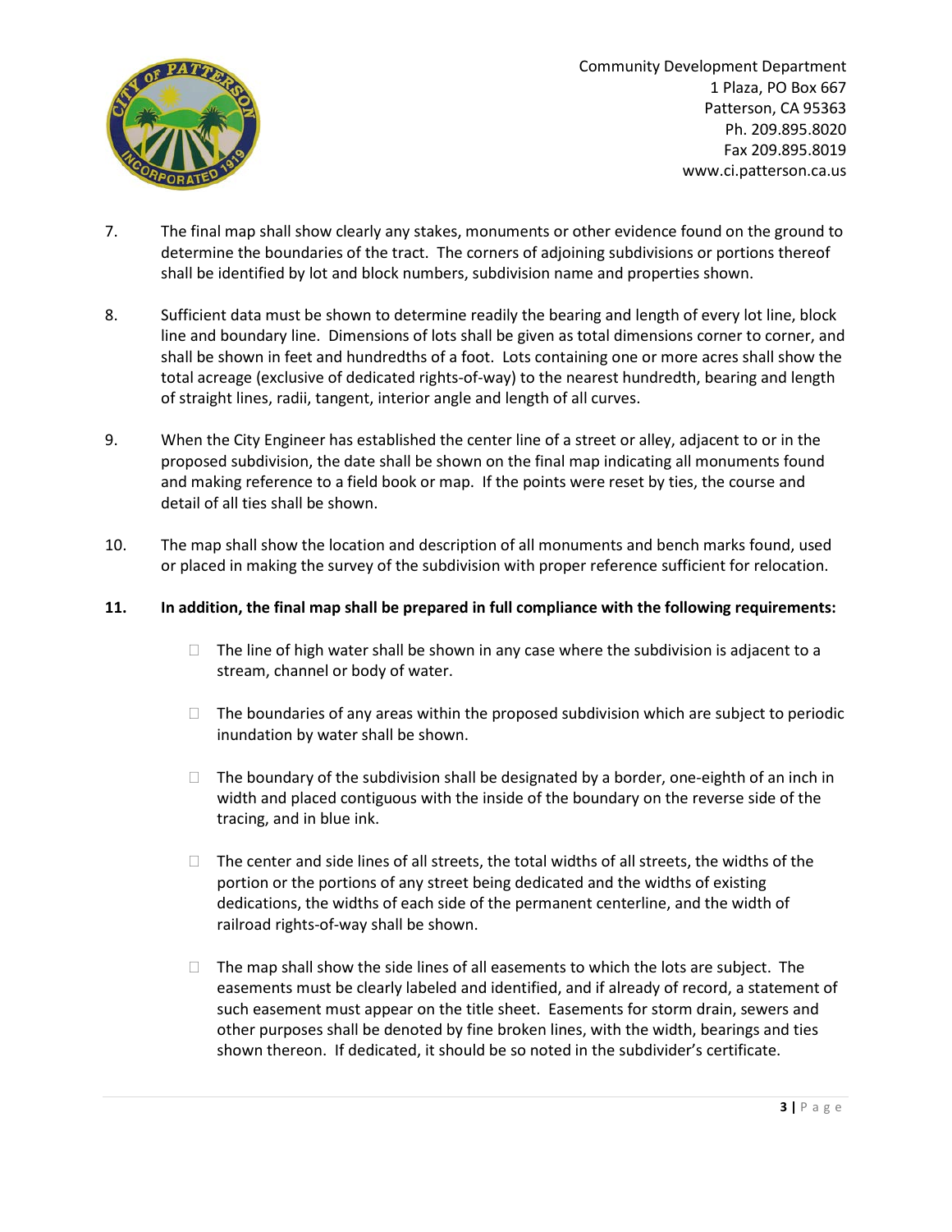7. The final map shall show clearly any stakes, monuments or other evidence found on the ground to determine the boundaries of the tract. The corners of adjoining subdivisions or portions thereof shall be identified by lot and block numbers, subdivision name and properties shown.

8. Sufficient data must be shown to determine readily the bearing and length of every lot line, block line and boundary line. Dimensions of lots shall be given as total dimensions corner to corner, and shall be shown in feet and hundredths of a foot. Lots containing one or more acres shall show the total acreage (exclusive of dedicated rights-of-way) to the nearest hundredth, bearing and length of straight lines, radii, tangent, interior angle and length of all curves.

9. When the City Engineer has established the center line of a street or alley, adjacent to or in the proposed subdivision, the date shall be shown on the final map indicating all monuments found and making reference to a field book or map. If the points were reset by ties, the course and detail of all ties shall be shown.

10. The map shall show the location and description of all monuments and bench marks found, used or placed in making the survey of the subdivision with proper reference sufficient for relocation.

**11. In addition, the final map shall be prepared in full compliance with the following requirements:**

- The line of high water shall be shown in any case where the subdivision is adjacent to a stream, channel or body of water.

- The boundaries of any areas within the proposed subdivision which are subject to periodic inundation by water shall be shown.

- The boundary of the subdivision shall be designated by a border, one-eighth of an inch in width and placed contiguous with the inside of the boundary on the reverse side of the tracing, and in blue ink.

- The center and side lines of all streets, the total widths of all streets, the widths of the portion or the portions of any street being dedicated and the widths of existing dedications, the widths of each side of the permanent centerline, and the width of railroad rights-of-way shall be shown.

- The map shall show the side lines of all easements to which the lots are subject. The easements must be clearly labeled and identified, and if already of record, a statement of such easement must appear on the title sheet. Easements for storm drain, sewers and other purposes shall be denoted by fine broken lines, with the width, bearings and ties shown thereon. If dedicated, it should be so noted in the subdivider's certificate.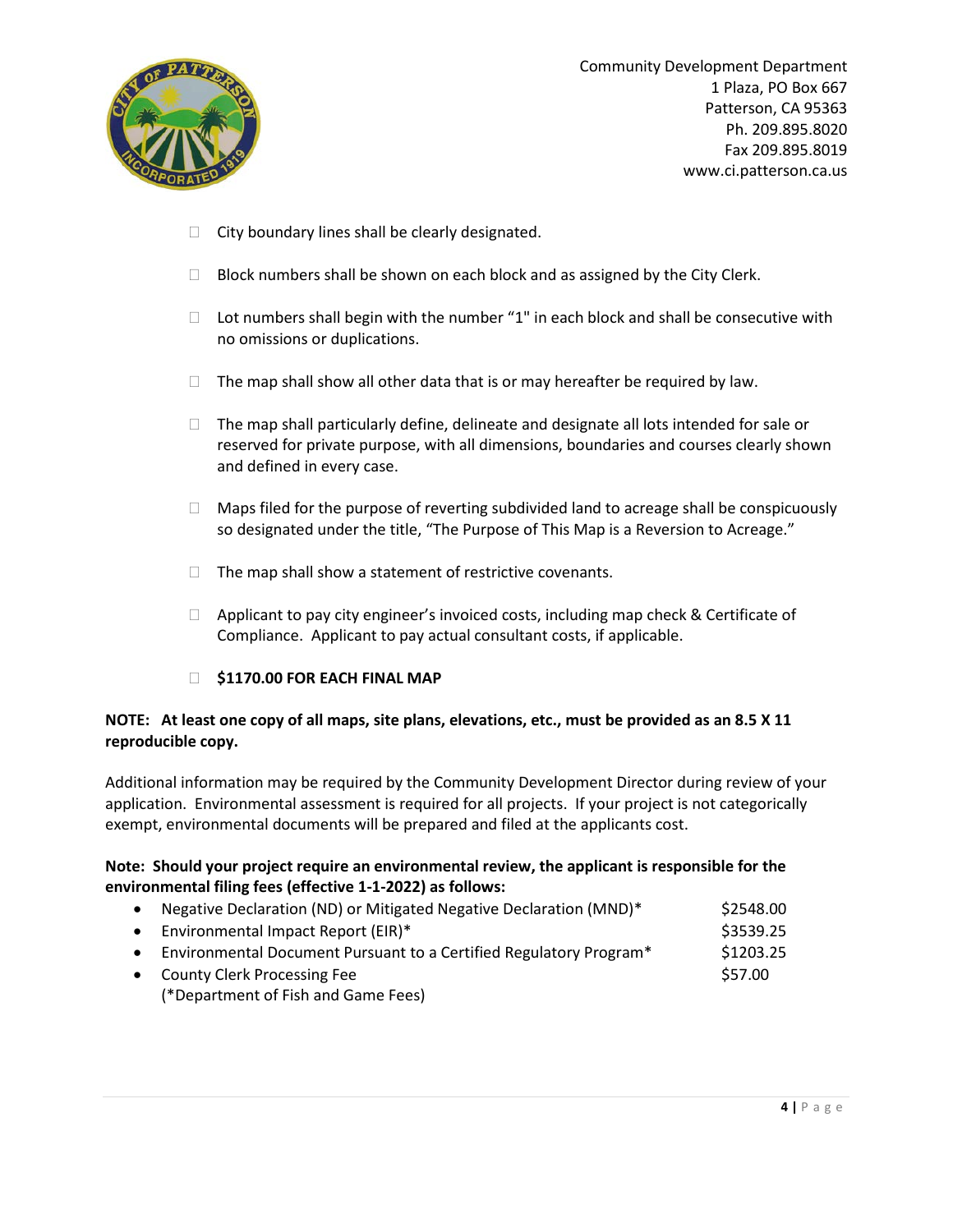- City boundary lines shall be clearly designated.
- Block numbers shall be shown on each block and as assigned by the City Clerk.
- Lot numbers shall begin with the number "1" in each block and shall be consecutive with no omissions or duplications.
- The map shall show all other data that is or may hereafter be required by law.
- The map shall particularly define, delineate and designate all lots intended for sale or reserved for private purpose, with all dimensions, boundaries and courses clearly shown and defined in every case.
- Maps filed for the purpose of reverting subdivided land to acreage shall be conspicuously so designated under the title, "The Purpose of This Map is a Reversion to Acreage."
- The map shall show a statement of restrictive covenants.
- Applicant to pay city engineer's invoiced costs, including map check & Certificate of Compliance. Applicant to pay actual consultant costs, if applicable.
- **$1170.00 FOR EACH FINAL MAP**

**NOTE: At least one copy of all maps, site plans, elevations, etc., must be provided as an 8.5 X 11 reproducible copy.**

Additional information may be required by the Community Development Director during review of your application. Environmental assessment is required for all projects. If your project is not categorically exempt, environmental documents will be prepared and filed at the applicants cost.

**Note: Should your project require an environmental review, the applicant is responsible for the environmental filing fees (effective 1-1-2022) as follows:**

- Negative Declaration (ND) or Mitigated Negative Declaration (MND)* — $2548.00
- Environmental Impact Report (EIR)* — $3539.25
- Environmental Document Pursuant to a Certified Regulatory Program* — $1203.25
- County Clerk Processing Fee — $57.00

  (*Department of Fish and Game Fees)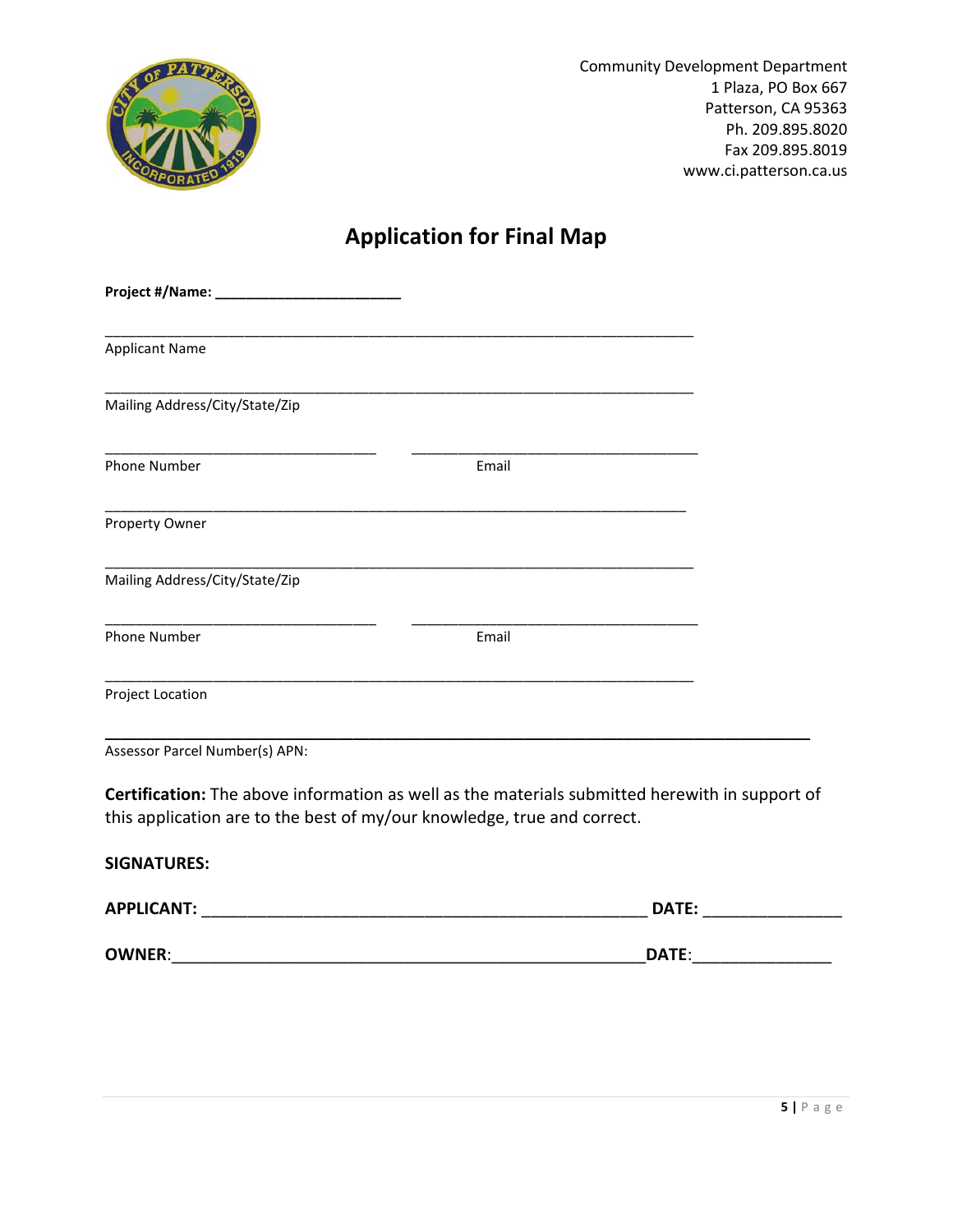Community Development Department
1 Plaza, PO Box 667
Patterson, CA 95363
Ph. 209.895.8020
Fax 209.895.8019
www.ci.patterson.ca.us

# Application for Final Map

**Project #/Name: ________________________**

_____________________________________________________________________________
Applicant Name

_____________________________________________________________________________
Mailing Address/City/State/Zip

____________________________________ ______________________________________
Phone Number Email

_____________________________________________________________________________
Property Owner

_____________________________________________________________________________
Mailing Address/City/State/Zip

____________________________________ ______________________________________
Phone Number Email

_____________________________________________________________________________
Project Location

_____________________________________________________________________________
Assessor Parcel Number(s) APN:

**Certification:** The above information as well as the materials submitted herewith in support of this application are to the best of my/our knowledge, true and correct.

**SIGNATURES:**

**APPLICANT:** __________________________________________________ **DATE:** _______________

**OWNER**:_____________________________________________________**DATE**:_______________